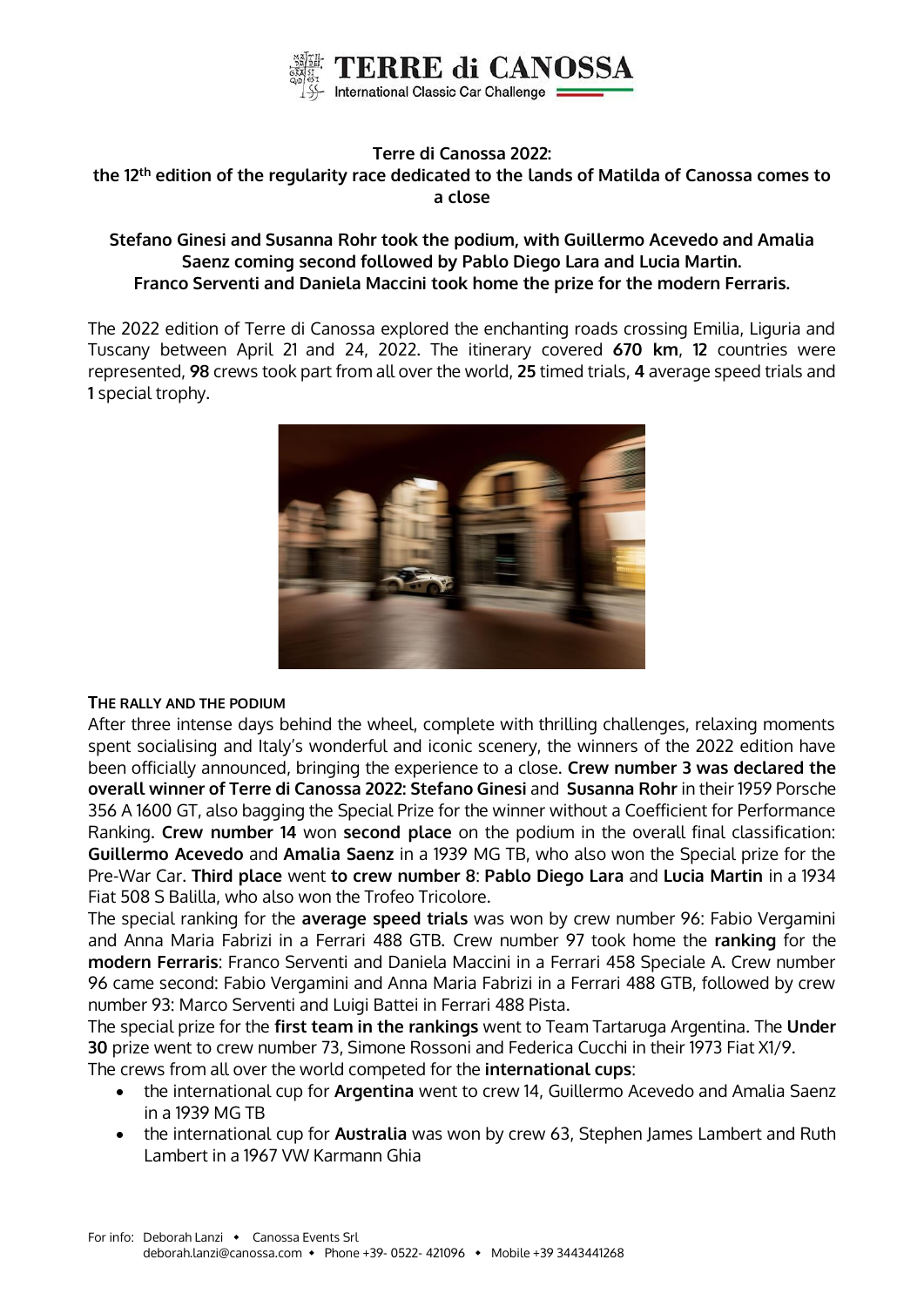**Terre di Canossa 2022:**
**the 12th edition of the regularity race dedicated to the lands of Matilda of Canossa comes to a close**

**Stefano Ginesi and Susanna Rohr took the podium, with Guillermo Acevedo and Amalia Saenz coming second followed by Pablo Diego Lara and Lucia Martin.**
**Franco Serventi and Daniela Maccini took home the prize for the modern Ferraris.**

The 2022 edition of Terre di Canossa explored the enchanting roads crossing Emilia, Liguria and Tuscany between April 21 and 24, 2022. The itinerary covered **670 km**, **12** countries were represented, **98** crews took part from all over the world, **25** timed trials, **4** average speed trials and **1** special trophy.

**THE RALLY AND THE PODIUM**

After three intense days behind the wheel, complete with thrilling challenges, relaxing moments spent socialising and Italy's wonderful and iconic scenery, the winners of the 2022 edition have been officially announced, bringing the experience to a close. **Crew number 3 was declared the overall winner of Terre di Canossa 2022: Stefano Ginesi** and **Susanna Rohr** in their 1959 Porsche 356 A 1600 GT, also bagging the Special Prize for the winner without a Coefficient for Performance Ranking. **Crew number 14** won **second place** on the podium in the overall final classification: **Guillermo Acevedo** and **Amalia Saenz** in a 1939 MG TB, who also won the Special prize for the Pre-War Car. **Third place** went **to crew number 8**: **Pablo Diego Lara** and **Lucia Martin** in a 1934 Fiat 508 S Balilla, who also won the Trofeo Tricolore.

The special ranking for the **average speed trials** was won by crew number 96: Fabio Vergamini and Anna Maria Fabrizi in a Ferrari 488 GTB. Crew number 97 took home the **ranking** for the **modern Ferraris**: Franco Serventi and Daniela Maccini in a Ferrari 458 Speciale A. Crew number 96 came second: Fabio Vergamini and Anna Maria Fabrizi in a Ferrari 488 GTB, followed by crew number 93: Marco Serventi and Luigi Battei in Ferrari 488 Pista.

The special prize for the **first team in the rankings** went to Team Tartaruga Argentina. The **Under 30** prize went to crew number 73, Simone Rossoni and Federica Cucchi in their 1973 Fiat X1/9.

The crews from all over the world competed for the **international cups**:

- the international cup for **Argentina** went to crew 14, Guillermo Acevedo and Amalia Saenz in a 1939 MG TB
- the international cup for **Australia** was won by crew 63, Stephen James Lambert and Ruth Lambert in a 1967 VW Karmann Ghia

For info: Deborah Lanzi • Canossa Events Srl
deborah.lanzi@canossa.com • Phone +39- 0522- 421096 • Mobile +39 3443441268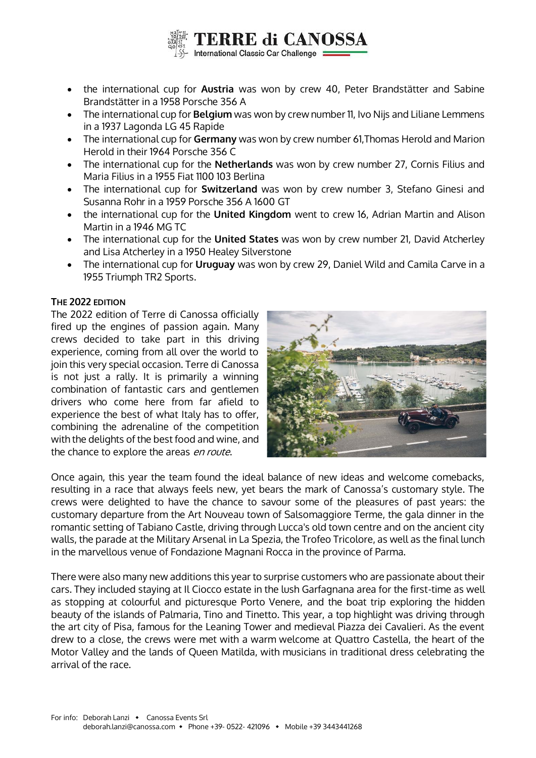- the international cup for **Austria** was won by crew 40, Peter Brandstätter and Sabine Brandstätter in a 1958 Porsche 356 A
- The international cup for **Belgium** was won by crew number 11, Ivo Nijs and Liliane Lemmens in a 1937 Lagonda LG 45 Rapide
- The international cup for **Germany** was won by crew number 61,Thomas Herold and Marion Herold in their 1964 Porsche 356 C
- The international cup for the **Netherlands** was won by crew number 27, Cornis Filius and Maria Filius in a 1955 Fiat 1100 103 Berlina
- The international cup for **Switzerland** was won by crew number 3, Stefano Ginesi and Susanna Rohr in a 1959 Porsche 356 A 1600 GT
- the international cup for the **United Kingdom** went to crew 16, Adrian Martin and Alison Martin in a 1946 MG TC
- The international cup for the **United States** was won by crew number 21, David Atcherley and Lisa Atcherley in a 1950 Healey Silverstone
- The international cup for **Uruguay** was won by crew 29, Daniel Wild and Camila Carve in a 1955 Triumph TR2 Sports.

**THE 2022 EDITION**

The 2022 edition of Terre di Canossa officially fired up the engines of passion again. Many crews decided to take part in this driving experience, coming from all over the world to join this very special occasion. Terre di Canossa is not just a rally. It is primarily a winning combination of fantastic cars and gentlemen drivers who come here from far afield to experience the best of what Italy has to offer, combining the adrenaline of the competition with the delights of the best food and wine, and the chance to explore the areas *en route*.

Once again, this year the team found the ideal balance of new ideas and welcome comebacks, resulting in a race that always feels new, yet bears the mark of Canossa's customary style. The crews were delighted to have the chance to savour some of the pleasures of past years: the customary departure from the Art Nouveau town of Salsomaggiore Terme, the gala dinner in the romantic setting of Tabiano Castle, driving through Lucca's old town centre and on the ancient city walls, the parade at the Military Arsenal in La Spezia, the Trofeo Tricolore, as well as the final lunch in the marvellous venue of Fondazione Magnani Rocca in the province of Parma.

There were also many new additions this year to surprise customers who are passionate about their cars. They included staying at Il Ciocco estate in the lush Garfagnana area for the first-time as well as stopping at colourful and picturesque Porto Venere, and the boat trip exploring the hidden beauty of the islands of Palmaria, Tino and Tinetto. This year, a top highlight was driving through the art city of Pisa, famous for the Leaning Tower and medieval Piazza dei Cavalieri. As the event drew to a close, the crews were met with a warm welcome at Quattro Castella, the heart of the Motor Valley and the lands of Queen Matilda, with musicians in traditional dress celebrating the arrival of the race.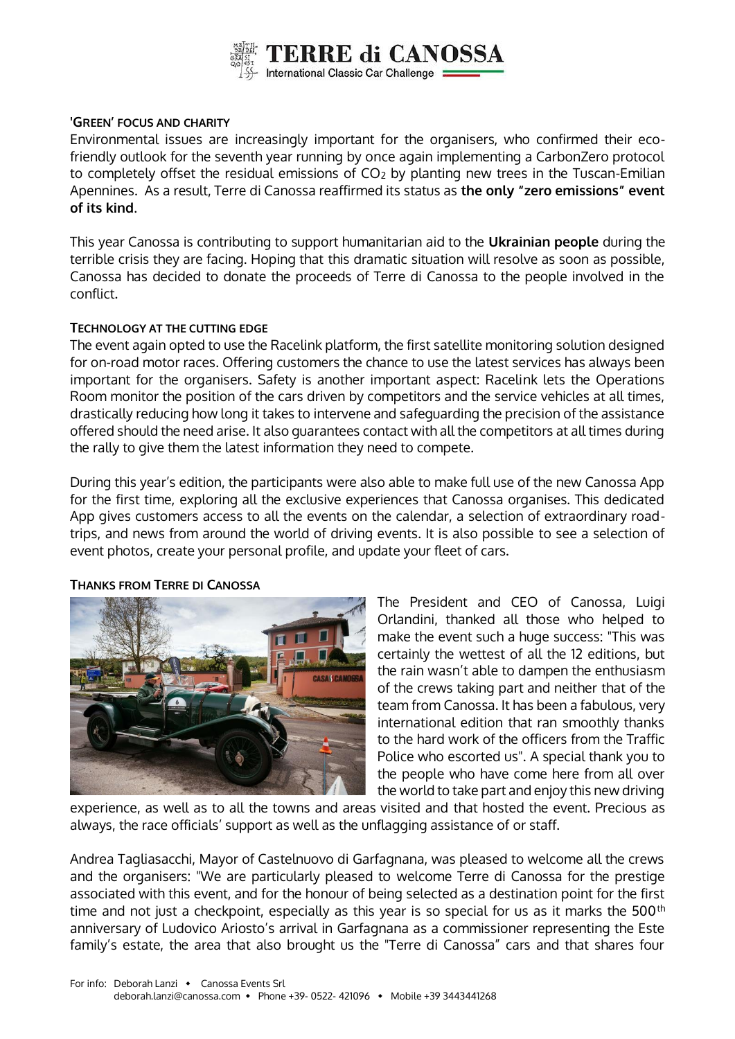### 'GREEN' FOCUS AND CHARITY

Environmental issues are increasingly important for the organisers, who confirmed their eco-friendly outlook for the seventh year running by once again implementing a CarbonZero protocol to completely offset the residual emissions of $CO_2$ by planting new trees in the Tuscan-Emilian Apennines. As a result, Terre di Canossa reaffirmed its status as **the only "zero emissions" event of its kind**.

This year Canossa is contributing to support humanitarian aid to the **Ukrainian people** during the terrible crisis they are facing. Hoping that this dramatic situation will resolve as soon as possible, Canossa has decided to donate the proceeds of Terre di Canossa to the people involved in the conflict.

### TECHNOLOGY AT THE CUTTING EDGE

The event again opted to use the Racelink platform, the first satellite monitoring solution designed for on-road motor races. Offering customers the chance to use the latest services has always been important for the organisers. Safety is another important aspect: Racelink lets the Operations Room monitor the position of the cars driven by competitors and the service vehicles at all times, drastically reducing how long it takes to intervene and safeguarding the precision of the assistance offered should the need arise. It also guarantees contact with all the competitors at all times during the rally to give them the latest information they need to compete.

During this year's edition, the participants were also able to make full use of the new Canossa App for the first time, exploring all the exclusive experiences that Canossa organises. This dedicated App gives customers access to all the events on the calendar, a selection of extraordinary road-trips, and news from around the world of driving events. It is also possible to see a selection of event photos, create your personal profile, and update your fleet of cars.

### THANKS FROM TERRE DI CANOSSA

The President and CEO of Canossa, Luigi Orlandini, thanked all those who helped to make the event such a huge success: "This was certainly the wettest of all the 12 editions, but the rain wasn't able to dampen the enthusiasm of the crews taking part and neither that of the team from Canossa. It has been a fabulous, very international edition that ran smoothly thanks to the hard work of the officers from the Traffic Police who escorted us". A special thank you to the people who have come here from all over the world to take part and enjoy this new driving experience, as well as to all the towns and areas visited and that hosted the event. Precious as always, the race officials' support as well as the unflagging assistance of or staff.

Andrea Tagliasacchi, Mayor of Castelnuovo di Garfagnana, was pleased to welcome all the crews and the organisers: "We are particularly pleased to welcome Terre di Canossa for the prestige associated with this event, and for the honour of being selected as a destination point for the first time and not just a checkpoint, especially as this year is so special for us as it marks the 500th anniversary of Ludovico Ariosto's arrival in Garfagnana as a commissioner representing the Este family's estate, the area that also brought us the "Terre di Canossa" cars and that shares four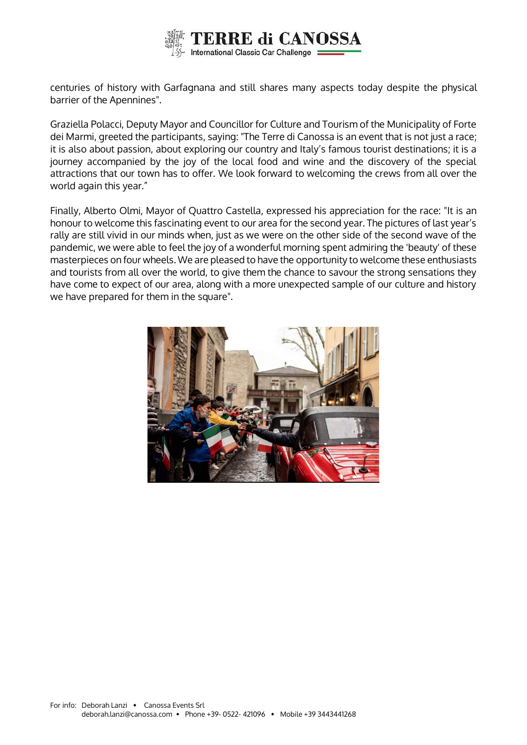centuries of history with Garfagnana and still shares many aspects today despite the physical barrier of the Apennines".

Graziella Polacci, Deputy Mayor and Councillor for Culture and Tourism of the Municipality of Forte dei Marmi, greeted the participants, saying: "The Terre di Canossa is an event that is not just a race; it is also about passion, about exploring our country and Italy's famous tourist destinations; it is a journey accompanied by the joy of the local food and wine and the discovery of the special attractions that our town has to offer. We look forward to welcoming the crews from all over the world again this year."

Finally, Alberto Olmi, Mayor of Quattro Castella, expressed his appreciation for the race: "It is an honour to welcome this fascinating event to our area for the second year. The pictures of last year's rally are still vivid in our minds when, just as we were on the other side of the second wave of the pandemic, we were able to feel the joy of a wonderful morning spent admiring the 'beauty' of these masterpieces on four wheels. We are pleased to have the opportunity to welcome these enthusiasts and tourists from all over the world, to give them the chance to savour the strong sensations they have come to expect of our area, along with a more unexpected sample of our culture and history we have prepared for them in the square".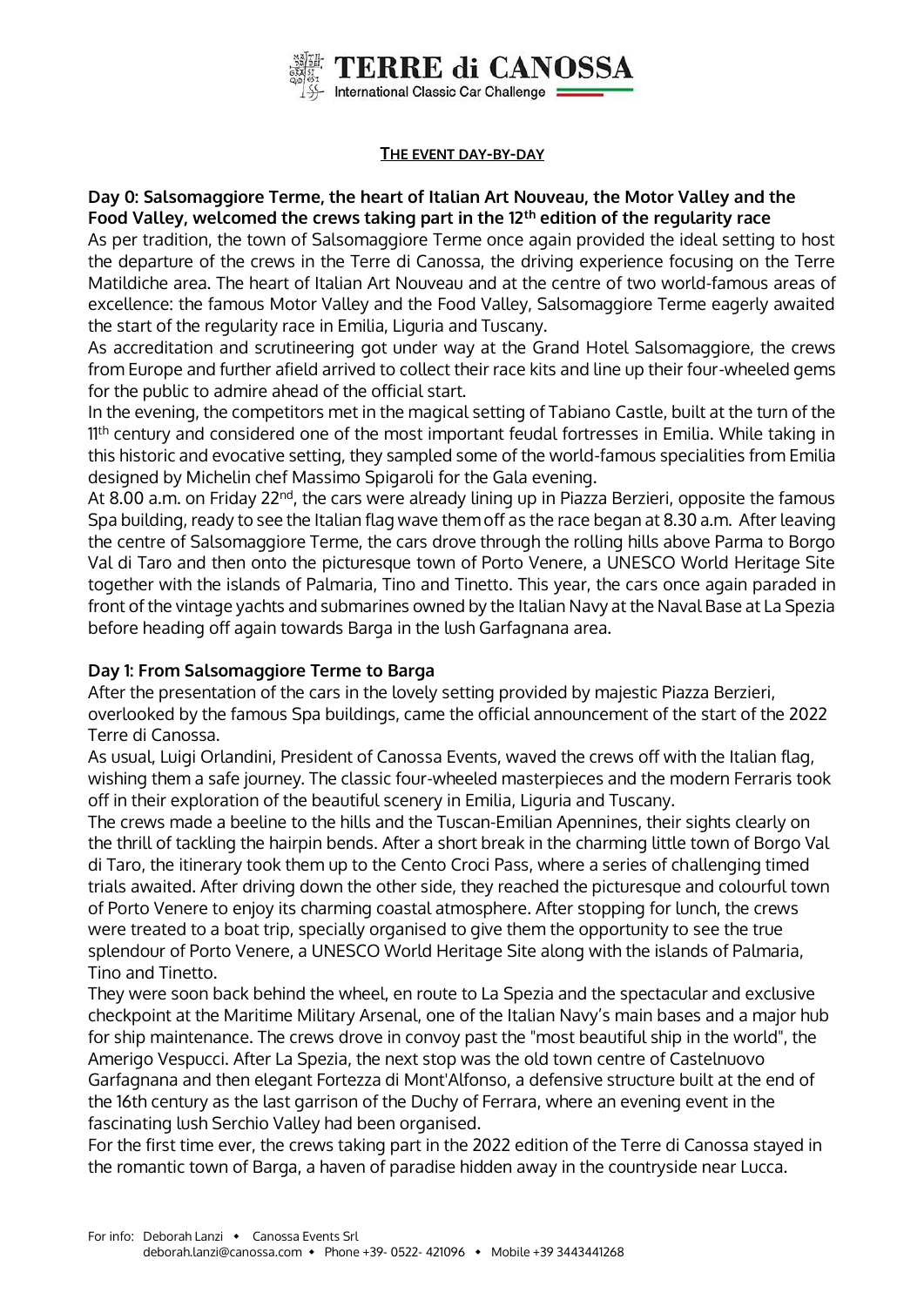## THE EVENT DAY-BY-DAY

**Day 0: Salsomaggiore Terme, the heart of Italian Art Nouveau, the Motor Valley and the Food Valley, welcomed the crews taking part in the 12th edition of the regularity race**

As per tradition, the town of Salsomaggiore Terme once again provided the ideal setting to host the departure of the crews in the Terre di Canossa, the driving experience focusing on the Terre Matildiche area. The heart of Italian Art Nouveau and at the centre of two world-famous areas of excellence: the famous Motor Valley and the Food Valley, Salsomaggiore Terme eagerly awaited the start of the regularity race in Emilia, Liguria and Tuscany.

As accreditation and scrutineering got under way at the Grand Hotel Salsomaggiore, the crews from Europe and further afield arrived to collect their race kits and line up their four-wheeled gems for the public to admire ahead of the official start.

In the evening, the competitors met in the magical setting of Tabiano Castle, built at the turn of the 11th century and considered one of the most important feudal fortresses in Emilia. While taking in this historic and evocative setting, they sampled some of the world-famous specialities from Emilia designed by Michelin chef Massimo Spigaroli for the Gala evening.

At 8.00 a.m. on Friday 22nd, the cars were already lining up in Piazza Berzieri, opposite the famous Spa building, ready to see the Italian flag wave them off as the race began at 8.30 a.m. After leaving the centre of Salsomaggiore Terme, the cars drove through the rolling hills above Parma to Borgo Val di Taro and then onto the picturesque town of Porto Venere, a UNESCO World Heritage Site together with the islands of Palmaria, Tino and Tinetto. This year, the cars once again paraded in front of the vintage yachts and submarines owned by the Italian Navy at the Naval Base at La Spezia before heading off again towards Barga in the lush Garfagnana area.

**Day 1: From Salsomaggiore Terme to Barga**

After the presentation of the cars in the lovely setting provided by majestic Piazza Berzieri, overlooked by the famous Spa buildings, came the official announcement of the start of the 2022 Terre di Canossa.

As usual, Luigi Orlandini, President of Canossa Events, waved the crews off with the Italian flag, wishing them a safe journey. The classic four-wheeled masterpieces and the modern Ferraris took off in their exploration of the beautiful scenery in Emilia, Liguria and Tuscany.

The crews made a beeline to the hills and the Tuscan-Emilian Apennines, their sights clearly on the thrill of tackling the hairpin bends. After a short break in the charming little town of Borgo Val di Taro, the itinerary took them up to the Cento Croci Pass, where a series of challenging timed trials awaited. After driving down the other side, they reached the picturesque and colourful town of Porto Venere to enjoy its charming coastal atmosphere. After stopping for lunch, the crews were treated to a boat trip, specially organised to give them the opportunity to see the true splendour of Porto Venere, a UNESCO World Heritage Site along with the islands of Palmaria, Tino and Tinetto.

They were soon back behind the wheel, en route to La Spezia and the spectacular and exclusive checkpoint at the Maritime Military Arsenal, one of the Italian Navy's main bases and a major hub for ship maintenance. The crews drove in convoy past the "most beautiful ship in the world", the Amerigo Vespucci. After La Spezia, the next stop was the old town centre of Castelnuovo Garfagnana and then elegant Fortezza di Mont'Alfonso, a defensive structure built at the end of the 16th century as the last garrison of the Duchy of Ferrara, where an evening event in the fascinating lush Serchio Valley had been organised.

For the first time ever, the crews taking part in the 2022 edition of the Terre di Canossa stayed in the romantic town of Barga, a haven of paradise hidden away in the countryside near Lucca.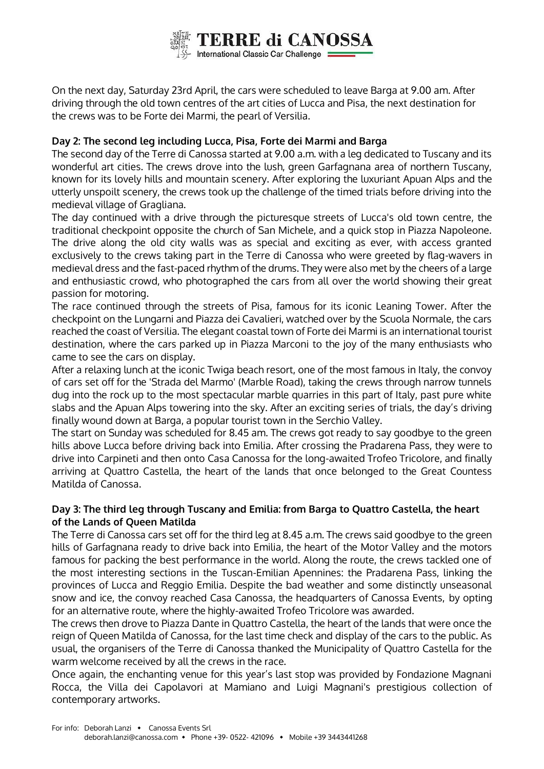On the next day, Saturday 23rd April, the cars were scheduled to leave Barga at 9.00 am. After driving through the old town centres of the art cities of Lucca and Pisa, the next destination for the crews was to be Forte dei Marmi, the pearl of Versilia.

**Day 2: The second leg including Lucca, Pisa, Forte dei Marmi and Barga**

The second day of the Terre di Canossa started at 9.00 a.m. with a leg dedicated to Tuscany and its wonderful art cities. The crews drove into the lush, green Garfagnana area of northern Tuscany, known for its lovely hills and mountain scenery. After exploring the luxuriant Apuan Alps and the utterly unspoilt scenery, the crews took up the challenge of the timed trials before driving into the medieval village of Gragliana.

The day continued with a drive through the picturesque streets of Lucca's old town centre, the traditional checkpoint opposite the church of San Michele, and a quick stop in Piazza Napoleone. The drive along the old city walls was as special and exciting as ever, with access granted exclusively to the crews taking part in the Terre di Canossa who were greeted by flag-wavers in medieval dress and the fast-paced rhythm of the drums. They were also met by the cheers of a large and enthusiastic crowd, who photographed the cars from all over the world showing their great passion for motoring.

The race continued through the streets of Pisa, famous for its iconic Leaning Tower. After the checkpoint on the Lungarni and Piazza dei Cavalieri, watched over by the Scuola Normale, the cars reached the coast of Versilia. The elegant coastal town of Forte dei Marmi is an international tourist destination, where the cars parked up in Piazza Marconi to the joy of the many enthusiasts who came to see the cars on display.

After a relaxing lunch at the iconic Twiga beach resort, one of the most famous in Italy, the convoy of cars set off for the 'Strada del Marmo' (Marble Road), taking the crews through narrow tunnels dug into the rock up to the most spectacular marble quarries in this part of Italy, past pure white slabs and the Apuan Alps towering into the sky. After an exciting series of trials, the day's driving finally wound down at Barga, a popular tourist town in the Serchio Valley.

The start on Sunday was scheduled for 8.45 am. The crews got ready to say goodbye to the green hills above Lucca before driving back into Emilia. After crossing the Pradarena Pass, they were to drive into Carpineti and then onto Casa Canossa for the long-awaited Trofeo Tricolore, and finally arriving at Quattro Castella, the heart of the lands that once belonged to the Great Countess Matilda of Canossa.

**Day 3: The third leg through Tuscany and Emilia: from Barga to Quattro Castella, the heart of the Lands of Queen Matilda**

The Terre di Canossa cars set off for the third leg at 8.45 a.m. The crews said goodbye to the green hills of Garfagnana ready to drive back into Emilia, the heart of the Motor Valley and the motors famous for packing the best performance in the world. Along the route, the crews tackled one of the most interesting sections in the Tuscan-Emilian Apennines: the Pradarena Pass, linking the provinces of Lucca and Reggio Emilia. Despite the bad weather and some distinctly unseasonal snow and ice, the convoy reached Casa Canossa, the headquarters of Canossa Events, by opting for an alternative route, where the highly-awaited Trofeo Tricolore was awarded.

The crews then drove to Piazza Dante in Quattro Castella, the heart of the lands that were once the reign of Queen Matilda of Canossa, for the last time check and display of the cars to the public. As usual, the organisers of the Terre di Canossa thanked the Municipality of Quattro Castella for the warm welcome received by all the crews in the race.

Once again, the enchanting venue for this year's last stop was provided by Fondazione Magnani Rocca, the Villa dei Capolavori at Mamiano and Luigi Magnani's prestigious collection of contemporary artworks.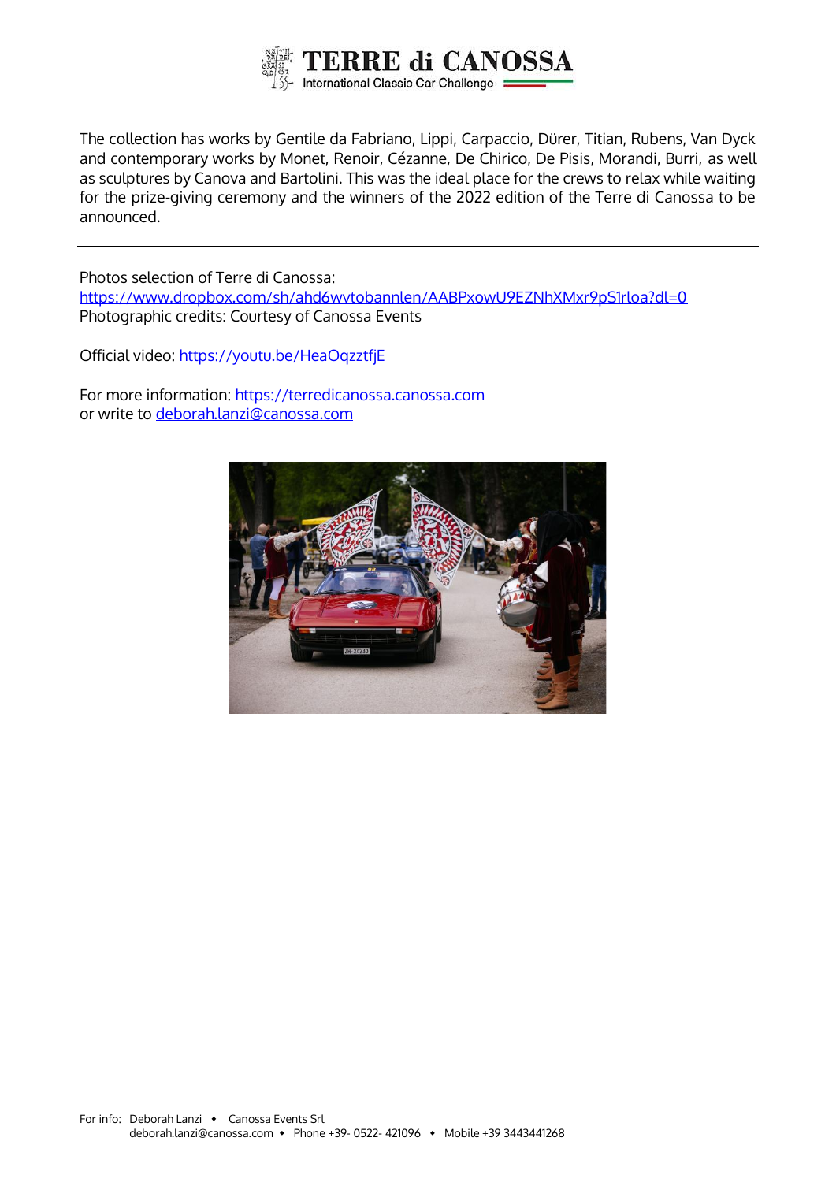The collection has works by Gentile da Fabriano, Lippi, Carpaccio, Dürer, Titian, Rubens, Van Dyck and contemporary works by Monet, Renoir, Cézanne, De Chirico, De Pisis, Morandi, Burri, as well as sculptures by Canova and Bartolini. This was the ideal place for the crews to relax while waiting for the prize-giving ceremony and the winners of the 2022 edition of the Terre di Canossa to be announced.

---

Photos selection of Terre di Canossa:
https://www.dropbox.com/sh/ahd6wvtobannlen/AABPxowU9EZNhXMxr9pS1rloa?dl=0
Photographic credits: Courtesy of Canossa Events

Official video: https://youtu.be/HeaOqzztfjE

For more information: https://terredicanossa.canossa.com
or write to deborah.lanzi@canossa.com

For info: Deborah Lanzi • Canossa Events Srl
deborah.lanzi@canossa.com • Phone +39- 0522- 421096 • Mobile +39 3443441268